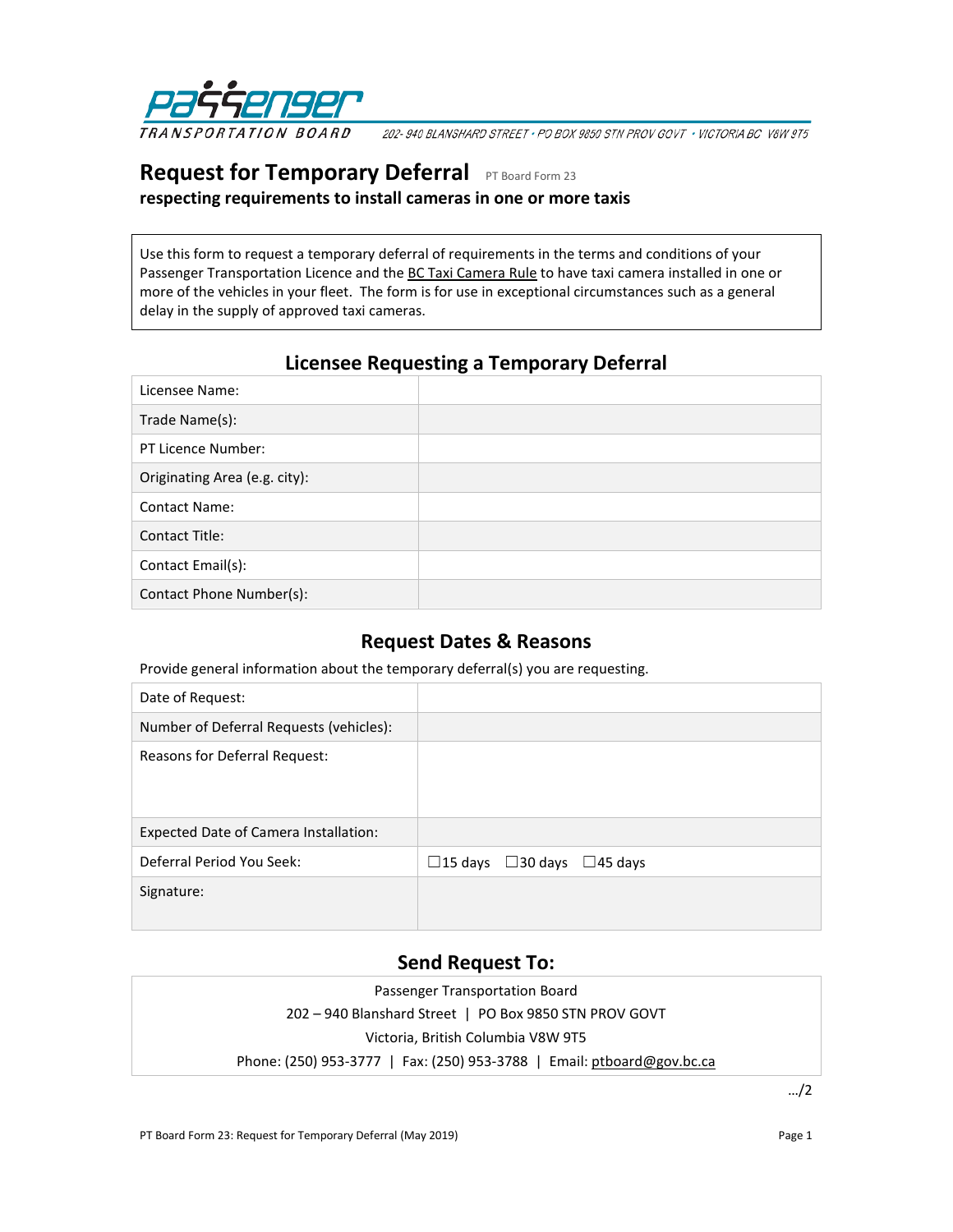**Passenger TRANSPORTATION BOARD** 202- 940 BLANSHARD STREET • PO BOX 9850 STN PROV GOVT • VICTORIA BC V8W 9T5

# Request for Temporary Deferral

PT Board Form 23

**respecting requirements to install cameras in one or more taxis**

Use this form to request a temporary deferral of requirements in the terms and conditions of your Passenger Transportation Licence and the BC Taxi Camera Rule to have taxi camera installed in one or more of the vehicles in your fleet. The form is for use in exceptional circumstances such as a general delay in the supply of approved taxi cameras.

## Licensee Requesting a Temporary Deferral

| | |
|---|---|
| Licensee Name: | |
| Trade Name(s): | |
| PT Licence Number: | |
| Originating Area (e.g. city): | |
| Contact Name: | |
| Contact Title: | |
| Contact Email(s): | |
| Contact Phone Number(s): | |

## Request Dates & Reasons

Provide general information about the temporary deferral(s) you are requesting.

| | |
|---|---|
| Date of Request: | |
| Number of Deferral Requests (vehicles): | |
| Reasons for Deferral Request: | |
| Expected Date of Camera Installation: | |
| Deferral Period You Seek: | ☐15 days ☐30 days ☐45 days |
| Signature: | |

## Send Request To:

Passenger Transportation Board
202 – 940 Blanshard Street | PO Box 9850 STN PROV GOVT
Victoria, British Columbia V8W 9T5
Phone: (250) 953-3777 | Fax: (250) 953-3788 | Email: ptboard@gov.bc.ca

…/2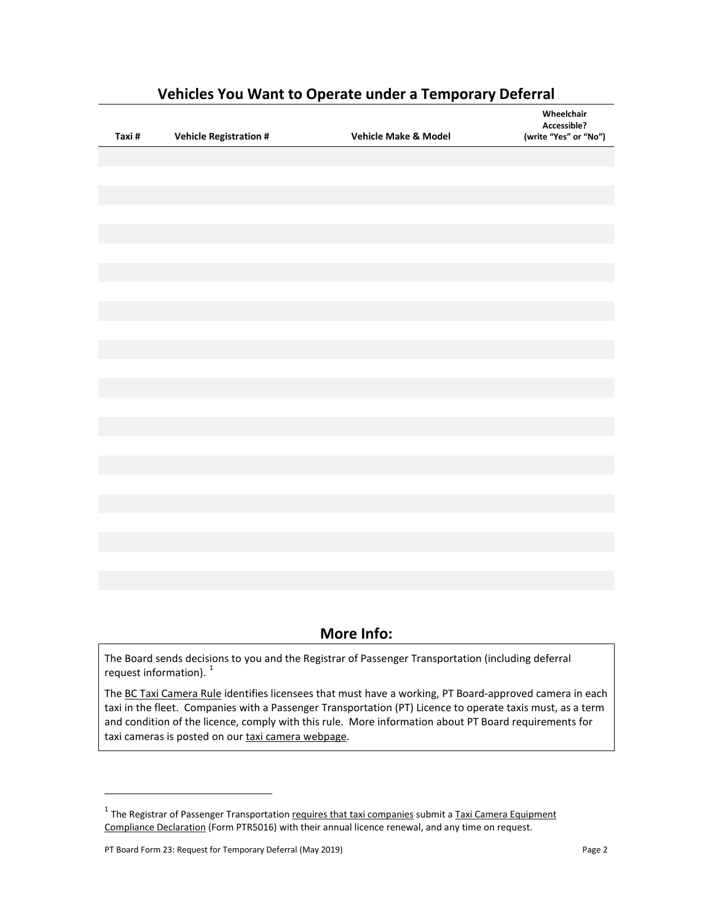## Vehicles You Want to Operate under a Temporary Deferral

| Taxi # | Vehicle Registration # | Vehicle Make & Model | Wheelchair Accessible? (write "Yes" or "No") |
|---|---|---|---|
| | | | |
| | | | |
| | | | |
| | | | |
| | | | |
| | | | |
| | | | |
| | | | |
| | | | |
| | | | |
| | | | |
| | | | |

## More Info:

The Board sends decisions to you and the Registrar of Passenger Transportation (including deferral request information). [1]

The BC Taxi Camera Rule identifies licensees that must have a working, PT Board-approved camera in each taxi in the fleet. Companies with a Passenger Transportation (PT) Licence to operate taxis must, as a term and condition of the licence, comply with this rule. More information about PT Board requirements for taxi cameras is posted on our taxi camera webpage.

---

[1] The Registrar of Passenger Transportation requires that taxi companies submit a Taxi Camera Equipment Compliance Declaration (Form PTR5016) with their annual licence renewal, and any time on request.